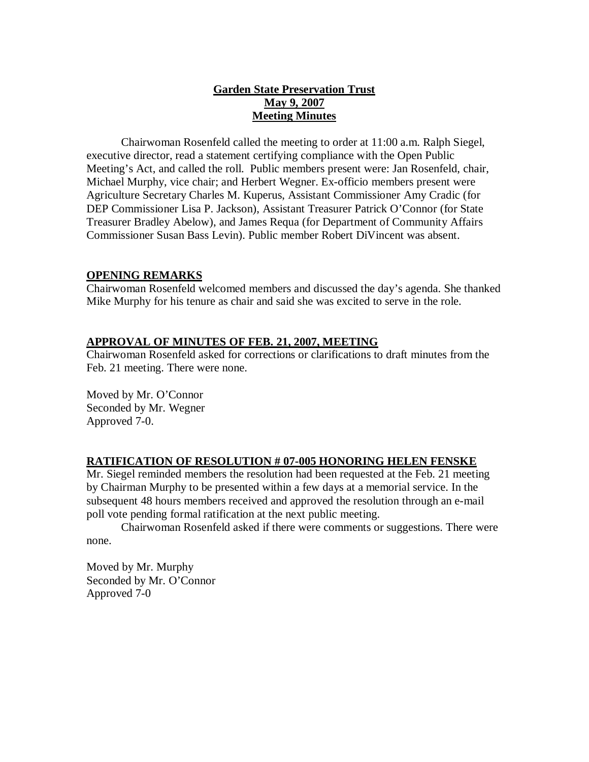**Garden State Preservation Trust**
**May 9, 2007**
**Meeting Minutes**

Chairwoman Rosenfeld called the meeting to order at 11:00 a.m. Ralph Siegel, executive director, read a statement certifying compliance with the Open Public Meeting's Act, and called the roll. Public members present were: Jan Rosenfeld, chair, Michael Murphy, vice chair; and Herbert Wegner. Ex-officio members present were Agriculture Secretary Charles M. Kuperus, Assistant Commissioner Amy Cradic (for DEP Commissioner Lisa P. Jackson), Assistant Treasurer Patrick O'Connor (for State Treasurer Bradley Abelow), and James Requa (for Department of Community Affairs Commissioner Susan Bass Levin). Public member Robert DiVincent was absent.

## OPENING REMARKS

Chairwoman Rosenfeld welcomed members and discussed the day's agenda. She thanked Mike Murphy for his tenure as chair and said she was excited to serve in the role.

## APPROVAL OF MINUTES OF FEB. 21, 2007, MEETING

Chairwoman Rosenfeld asked for corrections or clarifications to draft minutes from the Feb. 21 meeting. There were none.

Moved by Mr. O'Connor
Seconded by Mr. Wegner
Approved 7-0.

## RATIFICATION OF RESOLUTION # 07-005 HONORING HELEN FENSKE

Mr. Siegel reminded members the resolution had been requested at the Feb. 21 meeting by Chairman Murphy to be presented within a few days at a memorial service. In the subsequent 48 hours members received and approved the resolution through an e-mail poll vote pending formal ratification at the next public meeting.

Chairwoman Rosenfeld asked if there were comments or suggestions. There were none.

Moved by Mr. Murphy
Seconded by Mr. O'Connor
Approved 7-0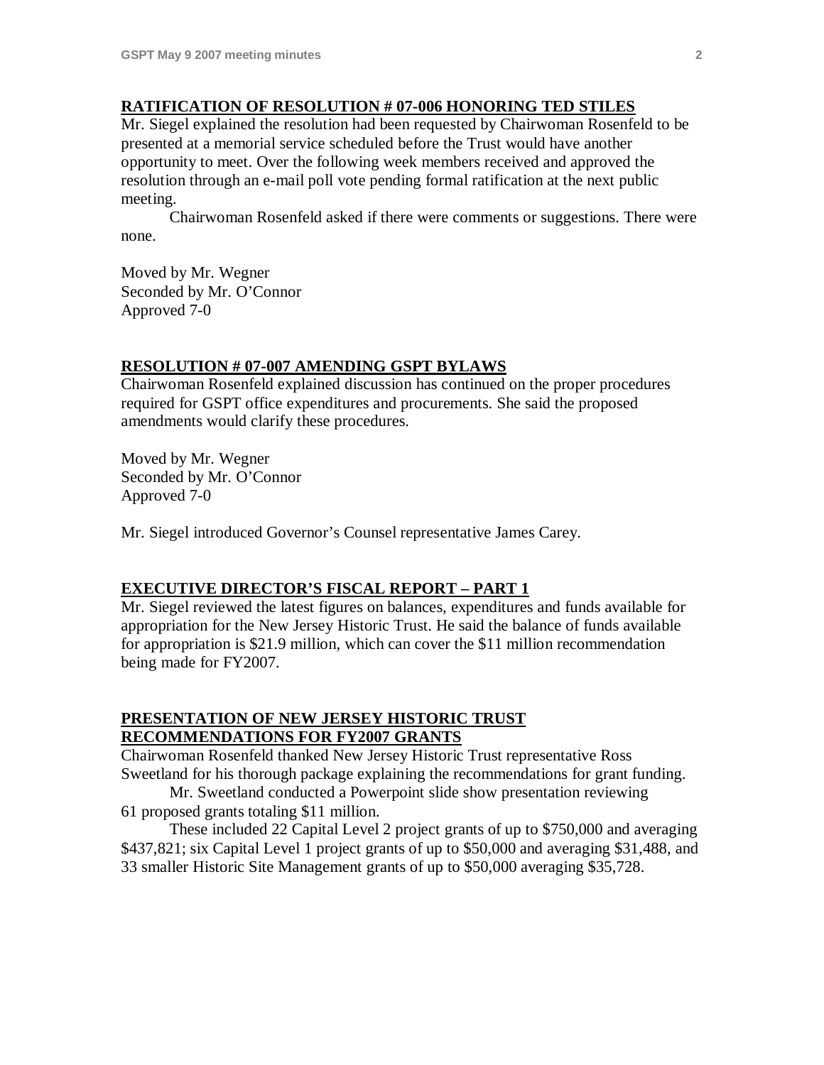## RATIFICATION OF RESOLUTION # 07-006 HONORING TED STILES

Mr. Siegel explained the resolution had been requested by Chairwoman Rosenfeld to be presented at a memorial service scheduled before the Trust would have another opportunity to meet. Over the following week members received and approved the resolution through an e-mail poll vote pending formal ratification at the next public meeting.

Chairwoman Rosenfeld asked if there were comments or suggestions. There were none.

Moved by Mr. Wegner
Seconded by Mr. O'Connor
Approved 7-0

## RESOLUTION # 07-007 AMENDING GSPT BYLAWS

Chairwoman Rosenfeld explained discussion has continued on the proper procedures required for GSPT office expenditures and procurements. She said the proposed amendments would clarify these procedures.

Moved by Mr. Wegner
Seconded by Mr. O'Connor
Approved 7-0

Mr. Siegel introduced Governor's Counsel representative James Carey.

## EXECUTIVE DIRECTOR'S FISCAL REPORT – PART 1

Mr. Siegel reviewed the latest figures on balances, expenditures and funds available for appropriation for the New Jersey Historic Trust. He said the balance of funds available for appropriation is $21.9 million, which can cover the $11 million recommendation being made for FY2007.

## PRESENTATION OF NEW JERSEY HISTORIC TRUST RECOMMENDATIONS FOR FY2007 GRANTS

Chairwoman Rosenfeld thanked New Jersey Historic Trust representative Ross Sweetland for his thorough package explaining the recommendations for grant funding.

Mr. Sweetland conducted a Powerpoint slide show presentation reviewing 61 proposed grants totaling $11 million.

These included 22 Capital Level 2 project grants of up to $750,000 and averaging $437,821; six Capital Level 1 project grants of up to $50,000 and averaging $31,488, and 33 smaller Historic Site Management grants of up to $50,000 averaging $35,728.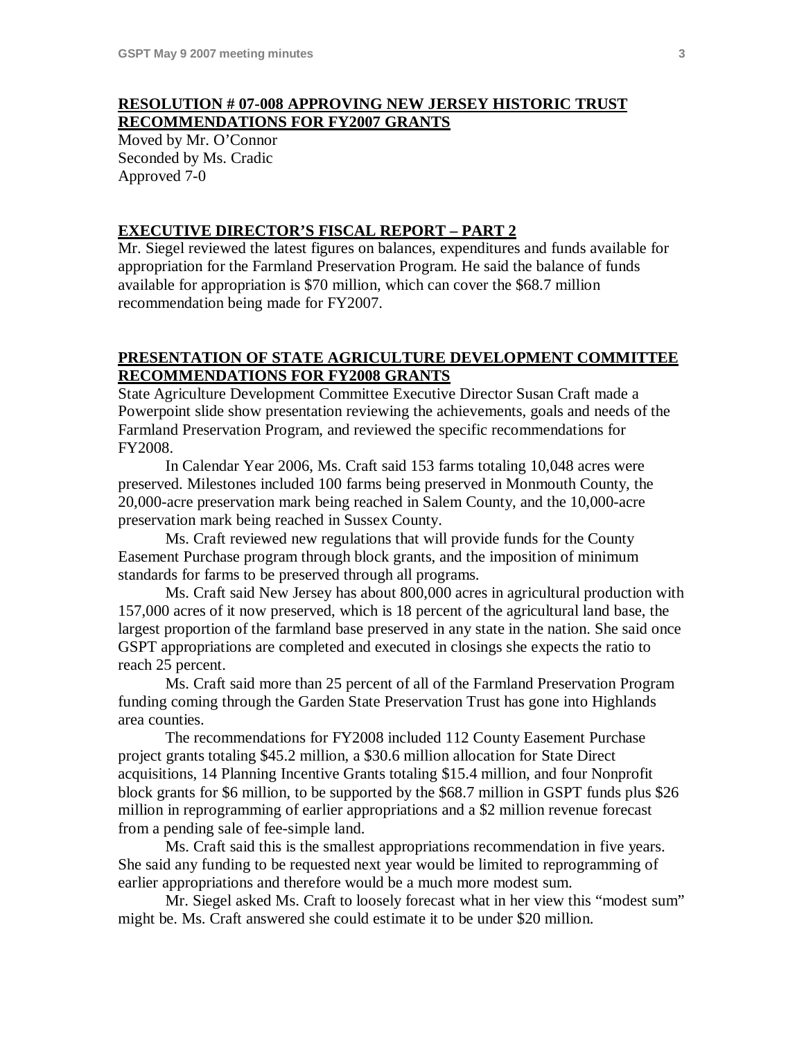## RESOLUTION # 07-008 APPROVING NEW JERSEY HISTORIC TRUST RECOMMENDATIONS FOR FY2007 GRANTS

Moved by Mr. O'Connor
Seconded by Ms. Cradic
Approved 7-0

## EXECUTIVE DIRECTOR'S FISCAL REPORT – PART 2

Mr. Siegel reviewed the latest figures on balances, expenditures and funds available for appropriation for the Farmland Preservation Program. He said the balance of funds available for appropriation is $70 million, which can cover the $68.7 million recommendation being made for FY2007.

## PRESENTATION OF STATE AGRICULTURE DEVELOPMENT COMMITTEE RECOMMENDATIONS FOR FY2008 GRANTS

State Agriculture Development Committee Executive Director Susan Craft made a Powerpoint slide show presentation reviewing the achievements, goals and needs of the Farmland Preservation Program, and reviewed the specific recommendations for FY2008.

In Calendar Year 2006, Ms. Craft said 153 farms totaling 10,048 acres were preserved. Milestones included 100 farms being preserved in Monmouth County, the 20,000-acre preservation mark being reached in Salem County, and the 10,000-acre preservation mark being reached in Sussex County.

Ms. Craft reviewed new regulations that will provide funds for the County Easement Purchase program through block grants, and the imposition of minimum standards for farms to be preserved through all programs.

Ms. Craft said New Jersey has about 800,000 acres in agricultural production with 157,000 acres of it now preserved, which is 18 percent of the agricultural land base, the largest proportion of the farmland base preserved in any state in the nation. She said once GSPT appropriations are completed and executed in closings she expects the ratio to reach 25 percent.

Ms. Craft said more than 25 percent of all of the Farmland Preservation Program funding coming through the Garden State Preservation Trust has gone into Highlands area counties.

The recommendations for FY2008 included 112 County Easement Purchase project grants totaling $45.2 million, a $30.6 million allocation for State Direct acquisitions, 14 Planning Incentive Grants totaling $15.4 million, and four Nonprofit block grants for $6 million, to be supported by the $68.7 million in GSPT funds plus $26 million in reprogramming of earlier appropriations and a $2 million revenue forecast from a pending sale of fee-simple land.

Ms. Craft said this is the smallest appropriations recommendation in five years. She said any funding to be requested next year would be limited to reprogramming of earlier appropriations and therefore would be a much more modest sum.

Mr. Siegel asked Ms. Craft to loosely forecast what in her view this "modest sum" might be. Ms. Craft answered she could estimate it to be under $20 million.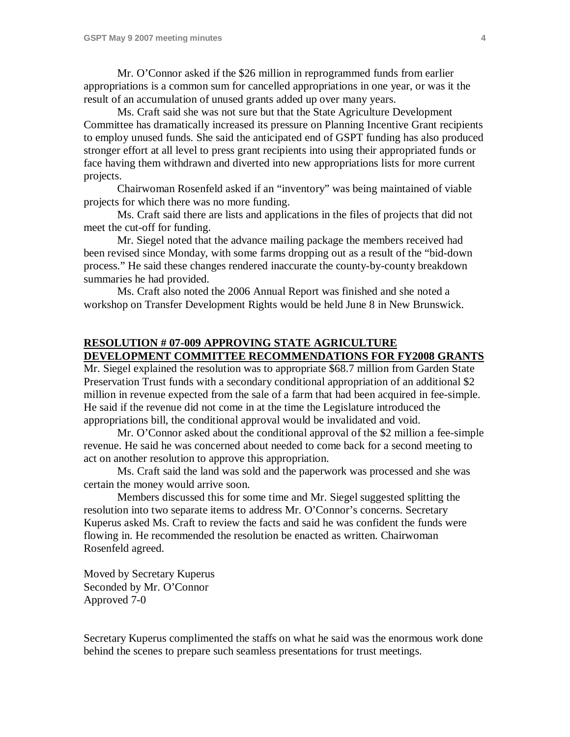Mr. O'Connor asked if the $26 million in reprogrammed funds from earlier appropriations is a common sum for cancelled appropriations in one year, or was it the result of an accumulation of unused grants added up over many years.

Ms. Craft said she was not sure but that the State Agriculture Development Committee has dramatically increased its pressure on Planning Incentive Grant recipients to employ unused funds. She said the anticipated end of GSPT funding has also produced stronger effort at all level to press grant recipients into using their appropriated funds or face having them withdrawn and diverted into new appropriations lists for more current projects.

Chairwoman Rosenfeld asked if an "inventory" was being maintained of viable projects for which there was no more funding.

Ms. Craft said there are lists and applications in the files of projects that did not meet the cut-off for funding.

Mr. Siegel noted that the advance mailing package the members received had been revised since Monday, with some farms dropping out as a result of the "bid-down process." He said these changes rendered inaccurate the county-by-county breakdown summaries he had provided.

Ms. Craft also noted the 2006 Annual Report was finished and she noted a workshop on Transfer Development Rights would be held June 8 in New Brunswick.

## **RESOLUTION # 07-009 APPROVING STATE AGRICULTURE DEVELOPMENT COMMITTEE RECOMMENDATIONS FOR FY2008 GRANTS**

Mr. Siegel explained the resolution was to appropriate $68.7 million from Garden State Preservation Trust funds with a secondary conditional appropriation of an additional $2 million in revenue expected from the sale of a farm that had been acquired in fee-simple. He said if the revenue did not come in at the time the Legislature introduced the appropriations bill, the conditional approval would be invalidated and void.

Mr. O'Connor asked about the conditional approval of the $2 million a fee-simple revenue. He said he was concerned about needed to come back for a second meeting to act on another resolution to approve this appropriation.

Ms. Craft said the land was sold and the paperwork was processed and she was certain the money would arrive soon.

Members discussed this for some time and Mr. Siegel suggested splitting the resolution into two separate items to address Mr. O'Connor's concerns. Secretary Kuperus asked Ms. Craft to review the facts and said he was confident the funds were flowing in. He recommended the resolution be enacted as written. Chairwoman Rosenfeld agreed.

Moved by Secretary Kuperus
Seconded by Mr. O'Connor
Approved 7-0

Secretary Kuperus complimented the staffs on what he said was the enormous work done behind the scenes to prepare such seamless presentations for trust meetings.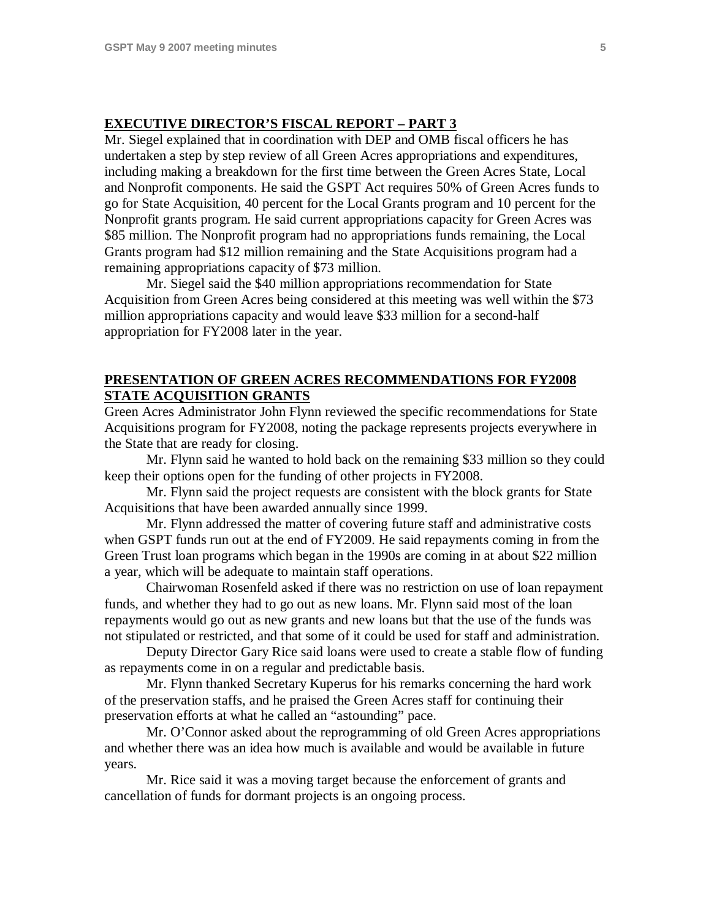## EXECUTIVE DIRECTOR'S FISCAL REPORT – PART 3

Mr. Siegel explained that in coordination with DEP and OMB fiscal officers he has undertaken a step by step review of all Green Acres appropriations and expenditures, including making a breakdown for the first time between the Green Acres State, Local and Nonprofit components. He said the GSPT Act requires 50% of Green Acres funds to go for State Acquisition, 40 percent for the Local Grants program and 10 percent for the Nonprofit grants program. He said current appropriations capacity for Green Acres was \$85 million. The Nonprofit program had no appropriations funds remaining, the Local Grants program had \$12 million remaining and the State Acquisitions program had a remaining appropriations capacity of \$73 million.

Mr. Siegel said the \$40 million appropriations recommendation for State Acquisition from Green Acres being considered at this meeting was well within the \$73 million appropriations capacity and would leave \$33 million for a second-half appropriation for FY2008 later in the year.

## PRESENTATION OF GREEN ACRES RECOMMENDATIONS FOR FY2008 STATE ACQUISITION GRANTS

Green Acres Administrator John Flynn reviewed the specific recommendations for State Acquisitions program for FY2008, noting the package represents projects everywhere in the State that are ready for closing.

Mr. Flynn said he wanted to hold back on the remaining \$33 million so they could keep their options open for the funding of other projects in FY2008.

Mr. Flynn said the project requests are consistent with the block grants for State Acquisitions that have been awarded annually since 1999.

Mr. Flynn addressed the matter of covering future staff and administrative costs when GSPT funds run out at the end of FY2009. He said repayments coming in from the Green Trust loan programs which began in the 1990s are coming in at about \$22 million a year, which will be adequate to maintain staff operations.

Chairwoman Rosenfeld asked if there was no restriction on use of loan repayment funds, and whether they had to go out as new loans. Mr. Flynn said most of the loan repayments would go out as new grants and new loans but that the use of the funds was not stipulated or restricted, and that some of it could be used for staff and administration.

Deputy Director Gary Rice said loans were used to create a stable flow of funding as repayments come in on a regular and predictable basis.

Mr. Flynn thanked Secretary Kuperus for his remarks concerning the hard work of the preservation staffs, and he praised the Green Acres staff for continuing their preservation efforts at what he called an "astounding" pace.

Mr. O'Connor asked about the reprogramming of old Green Acres appropriations and whether there was an idea how much is available and would be available in future years.

Mr. Rice said it was a moving target because the enforcement of grants and cancellation of funds for dormant projects is an ongoing process.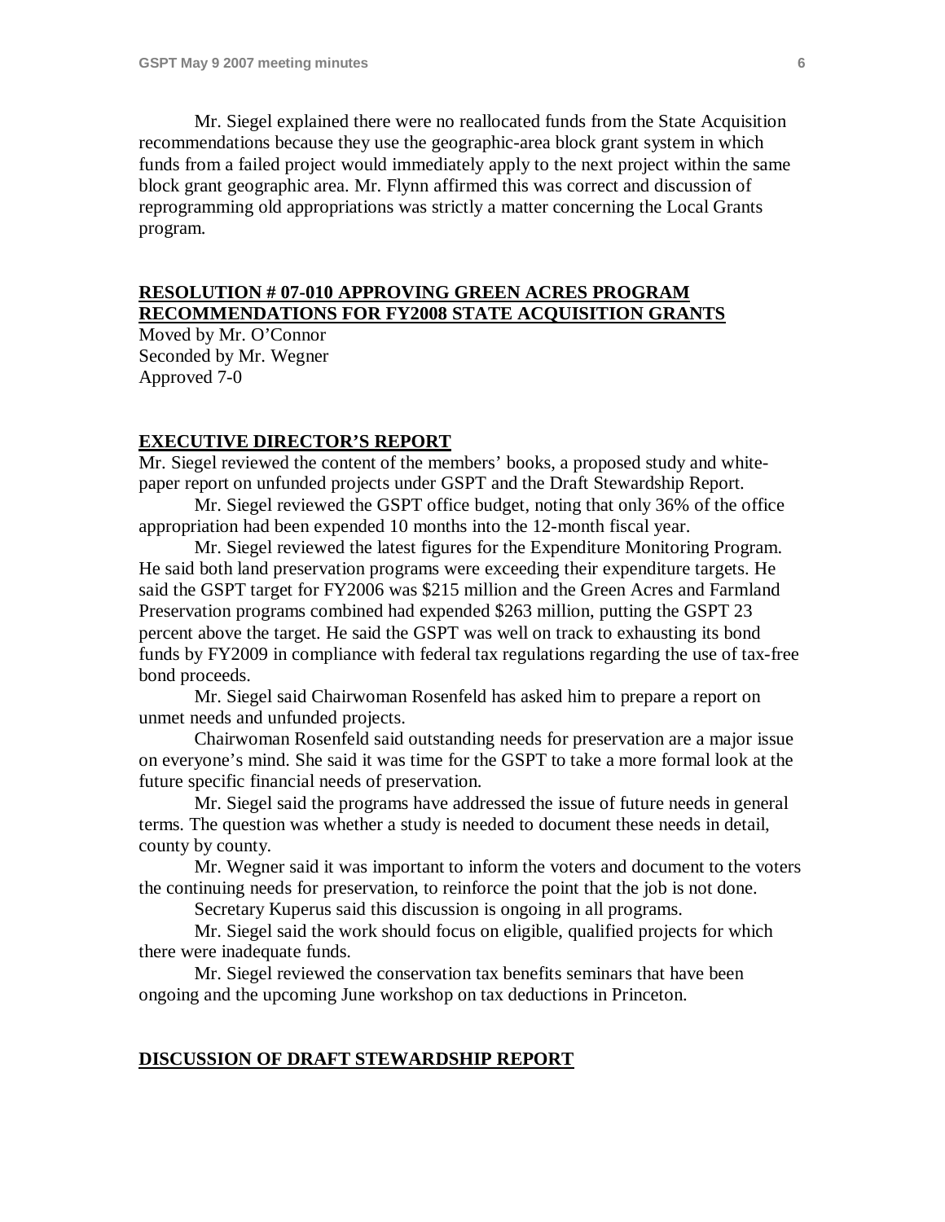Mr. Siegel explained there were no reallocated funds from the State Acquisition recommendations because they use the geographic-area block grant system in which funds from a failed project would immediately apply to the next project within the same block grant geographic area. Mr. Flynn affirmed this was correct and discussion of reprogramming old appropriations was strictly a matter concerning the Local Grants program.

## RESOLUTION # 07-010 APPROVING GREEN ACRES PROGRAM RECOMMENDATIONS FOR FY2008 STATE ACQUISITION GRANTS

Moved by Mr. O'Connor
Seconded by Mr. Wegner
Approved 7-0

## EXECUTIVE DIRECTOR'S REPORT

Mr. Siegel reviewed the content of the members' books, a proposed study and white-paper report on unfunded projects under GSPT and the Draft Stewardship Report.

Mr. Siegel reviewed the GSPT office budget, noting that only 36% of the office appropriation had been expended 10 months into the 12-month fiscal year.

Mr. Siegel reviewed the latest figures for the Expenditure Monitoring Program. He said both land preservation programs were exceeding their expenditure targets. He said the GSPT target for FY2006 was $215 million and the Green Acres and Farmland Preservation programs combined had expended $263 million, putting the GSPT 23 percent above the target. He said the GSPT was well on track to exhausting its bond funds by FY2009 in compliance with federal tax regulations regarding the use of tax-free bond proceeds.

Mr. Siegel said Chairwoman Rosenfeld has asked him to prepare a report on unmet needs and unfunded projects.

Chairwoman Rosenfeld said outstanding needs for preservation are a major issue on everyone's mind. She said it was time for the GSPT to take a more formal look at the future specific financial needs of preservation.

Mr. Siegel said the programs have addressed the issue of future needs in general terms. The question was whether a study is needed to document these needs in detail, county by county.

Mr. Wegner said it was important to inform the voters and document to the voters the continuing needs for preservation, to reinforce the point that the job is not done.

Secretary Kuperus said this discussion is ongoing in all programs.

Mr. Siegel said the work should focus on eligible, qualified projects for which there were inadequate funds.

Mr. Siegel reviewed the conservation tax benefits seminars that have been ongoing and the upcoming June workshop on tax deductions in Princeton.

## DISCUSSION OF DRAFT STEWARDSHIP REPORT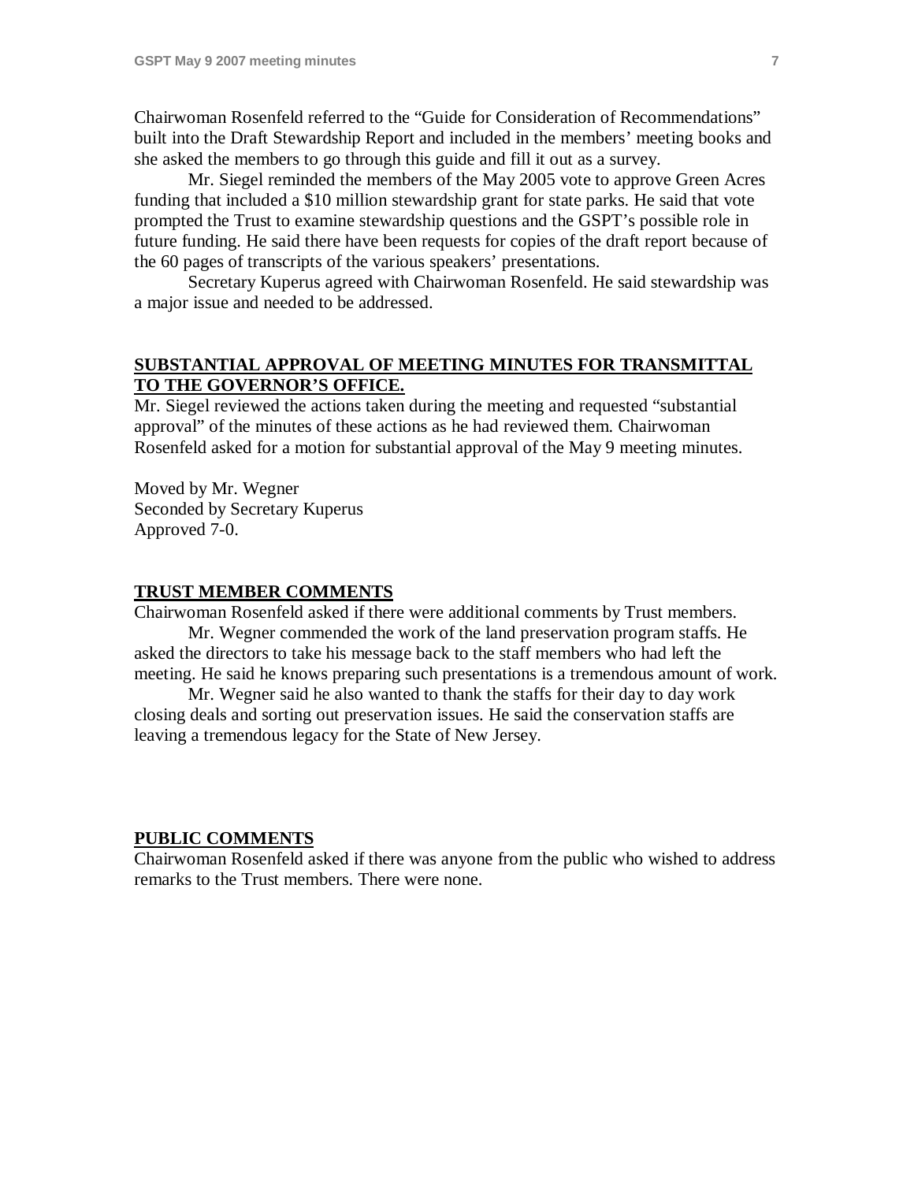Chairwoman Rosenfeld referred to the "Guide for Consideration of Recommendations" built into the Draft Stewardship Report and included in the members' meeting books and she asked the members to go through this guide and fill it out as a survey.

Mr. Siegel reminded the members of the May 2005 vote to approve Green Acres funding that included a $10 million stewardship grant for state parks. He said that vote prompted the Trust to examine stewardship questions and the GSPT's possible role in future funding. He said there have been requests for copies of the draft report because of the 60 pages of transcripts of the various speakers' presentations.

Secretary Kuperus agreed with Chairwoman Rosenfeld. He said stewardship was a major issue and needed to be addressed.

## SUBSTANTIAL APPROVAL OF MEETING MINUTES FOR TRANSMITTAL TO THE GOVERNOR'S OFFICE.

Mr. Siegel reviewed the actions taken during the meeting and requested "substantial approval" of the minutes of these actions as he had reviewed them. Chairwoman Rosenfeld asked for a motion for substantial approval of the May 9 meeting minutes.

Moved by Mr. Wegner
Seconded by Secretary Kuperus
Approved 7-0.

## TRUST MEMBER COMMENTS

Chairwoman Rosenfeld asked if there were additional comments by Trust members.

Mr. Wegner commended the work of the land preservation program staffs. He asked the directors to take his message back to the staff members who had left the meeting. He said he knows preparing such presentations is a tremendous amount of work.

Mr. Wegner said he also wanted to thank the staffs for their day to day work closing deals and sorting out preservation issues. He said the conservation staffs are leaving a tremendous legacy for the State of New Jersey.

## PUBLIC COMMENTS

Chairwoman Rosenfeld asked if there was anyone from the public who wished to address remarks to the Trust members. There were none.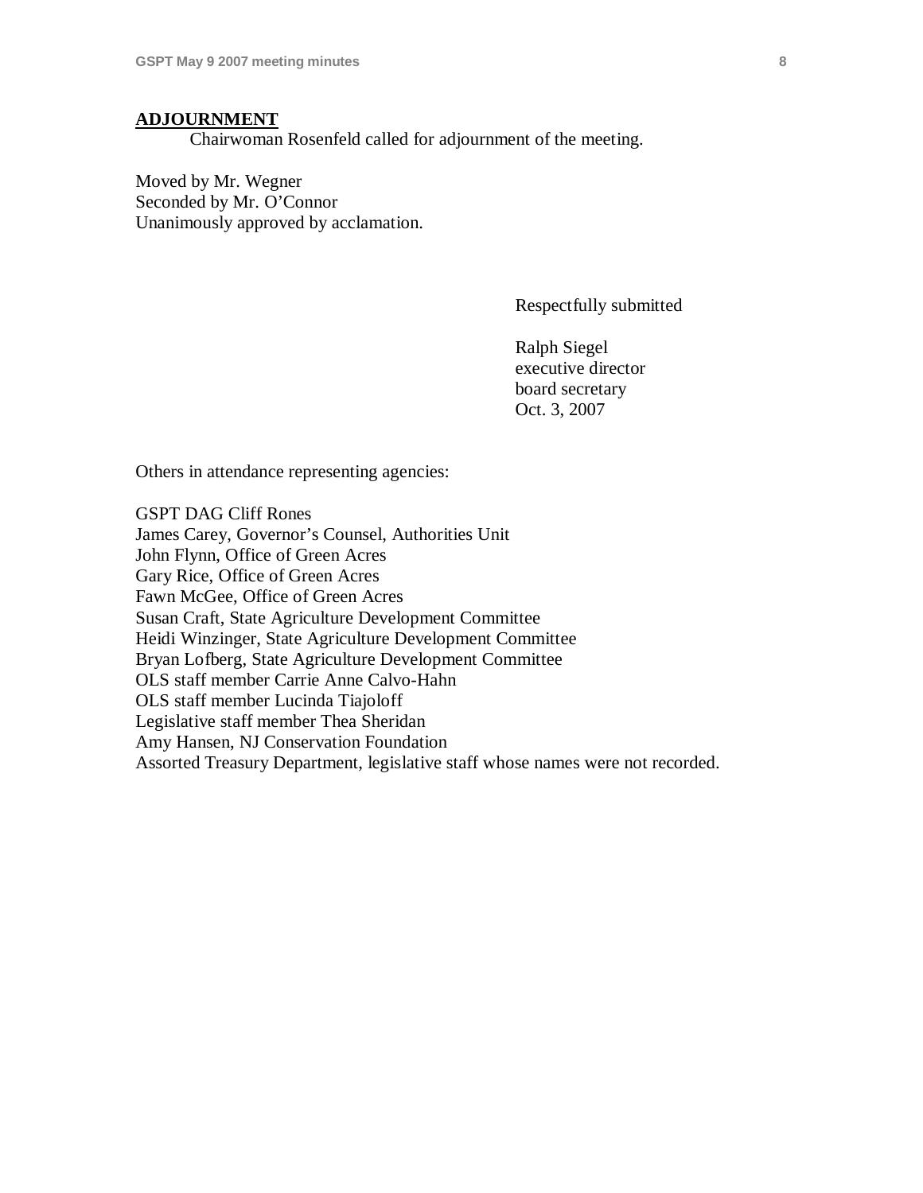**ADJOURNMENT**

Chairwoman Rosenfeld called for adjournment of the meeting.

Moved by Mr. Wegner
Seconded by Mr. O'Connor
Unanimously approved by acclamation.

Respectfully submitted

Ralph Siegel
executive director
board secretary
Oct. 3, 2007

Others in attendance representing agencies:

GSPT DAG Cliff Rones
James Carey, Governor's Counsel, Authorities Unit
John Flynn, Office of Green Acres
Gary Rice, Office of Green Acres
Fawn McGee, Office of Green Acres
Susan Craft, State Agriculture Development Committee
Heidi Winzinger, State Agriculture Development Committee
Bryan Lofberg, State Agriculture Development Committee
OLS staff member Carrie Anne Calvo-Hahn
OLS staff member Lucinda Tiajoloff
Legislative staff member Thea Sheridan
Amy Hansen, NJ Conservation Foundation
Assorted Treasury Department, legislative staff whose names were not recorded.